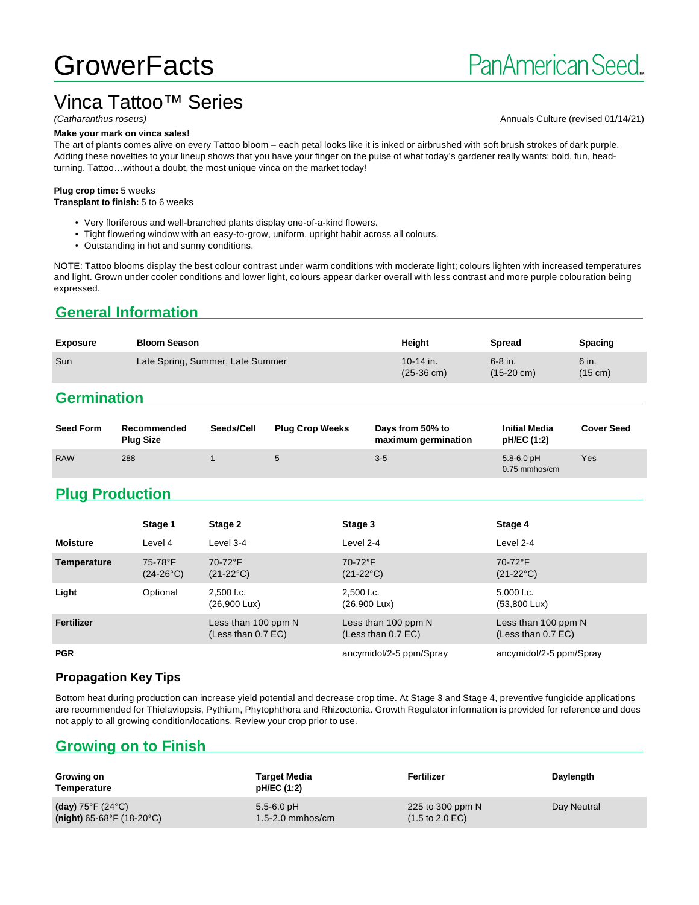# GrowerFacts

PanAmerican Seed

## Vinca Tattoo™ Series

*(Catharanthus roseus)*

Annuals Culture (revised 01/14/21)

**Make your mark on vinca sales!**

The art of plants comes alive on every Tattoo bloom – each petal looks like it is inked or airbrushed with soft brush strokes of dark purple. Adding these novelties to your lineup shows that you have your finger on the pulse of what today's gardener really wants: bold, fun, head-turning. Tattoo…without a doubt, the most unique vinca on the market today!

**Plug crop time:** 5 weeks
**Transplant to finish:** 5 to 6 weeks

- Very floriferous and well-branched plants display one-of-a-kind flowers.
- Tight flowering window with an easy-to-grow, uniform, upright habit across all colours.
- Outstanding in hot and sunny conditions.

NOTE: Tattoo blooms display the best colour contrast under warm conditions with moderate light; colours lighten with increased temperatures and light. Grown under cooler conditions and lower light, colours appear darker overall with less contrast and more purple colouration being expressed.

## General Information

| Exposure | Bloom Season | Height | Spread | Spacing |
|---|---|---|---|---|
| Sun | Late Spring, Summer, Late Summer | 10-14 in. (25-36 cm) | 6-8 in. (15-20 cm) | 6 in. (15 cm) |

## Germination

| Seed Form | Recommended Plug Size | Seeds/Cell | Plug Crop Weeks | Days from 50% to maximum germination | Initial Media pH/EC (1:2) | Cover Seed |
|---|---|---|---|---|---|---|
| RAW | 288 | 1 | 5 | 3-5 | 5.8-6.0 pH 0.75 mmhos/cm | Yes |

## Plug Production

| | Stage 1 | Stage 2 | Stage 3 | Stage 4 |
|---|---|---|---|---|
| **Moisture** | Level 4 | Level 3-4 | Level 2-4 | Level 2-4 |
| **Temperature** | 75-78°F (24-26°C) | 70-72°F (21-22°C) | 70-72°F (21-22°C) | 70-72°F (21-22°C) |
| **Light** | Optional | 2,500 f.c. (26,900 Lux) | 2,500 f.c. (26,900 Lux) | 5,000 f.c. (53,800 Lux) |
| **Fertilizer** | | Less than 100 ppm N (Less than 0.7 EC) | Less than 100 ppm N (Less than 0.7 EC) | Less than 100 ppm N (Less than 0.7 EC) |
| **PGR** | | | ancymidol/2-5 ppm/Spray | ancymidol/2-5 ppm/Spray |

### Propagation Key Tips

Bottom heat during production can increase yield potential and decrease crop time. At Stage 3 and Stage 4, preventive fungicide applications are recommended for Thielaviopsis, Pythium, Phytophthora and Rhizoctonia. Growth Regulator information is provided for reference and does not apply to all growing condition/locations. Review your crop prior to use.

## Growing on to Finish

| Growing on Temperature | Target Media pH/EC (1:2) | Fertilizer | Daylength |
|---|---|---|---|
| **(day)** 75°F (24°C) **(night)** 65-68°F (18-20°C) | 5.5-6.0 pH 1.5-2.0 mmhos/cm | 225 to 300 ppm N (1.5 to 2.0 EC) | Day Neutral |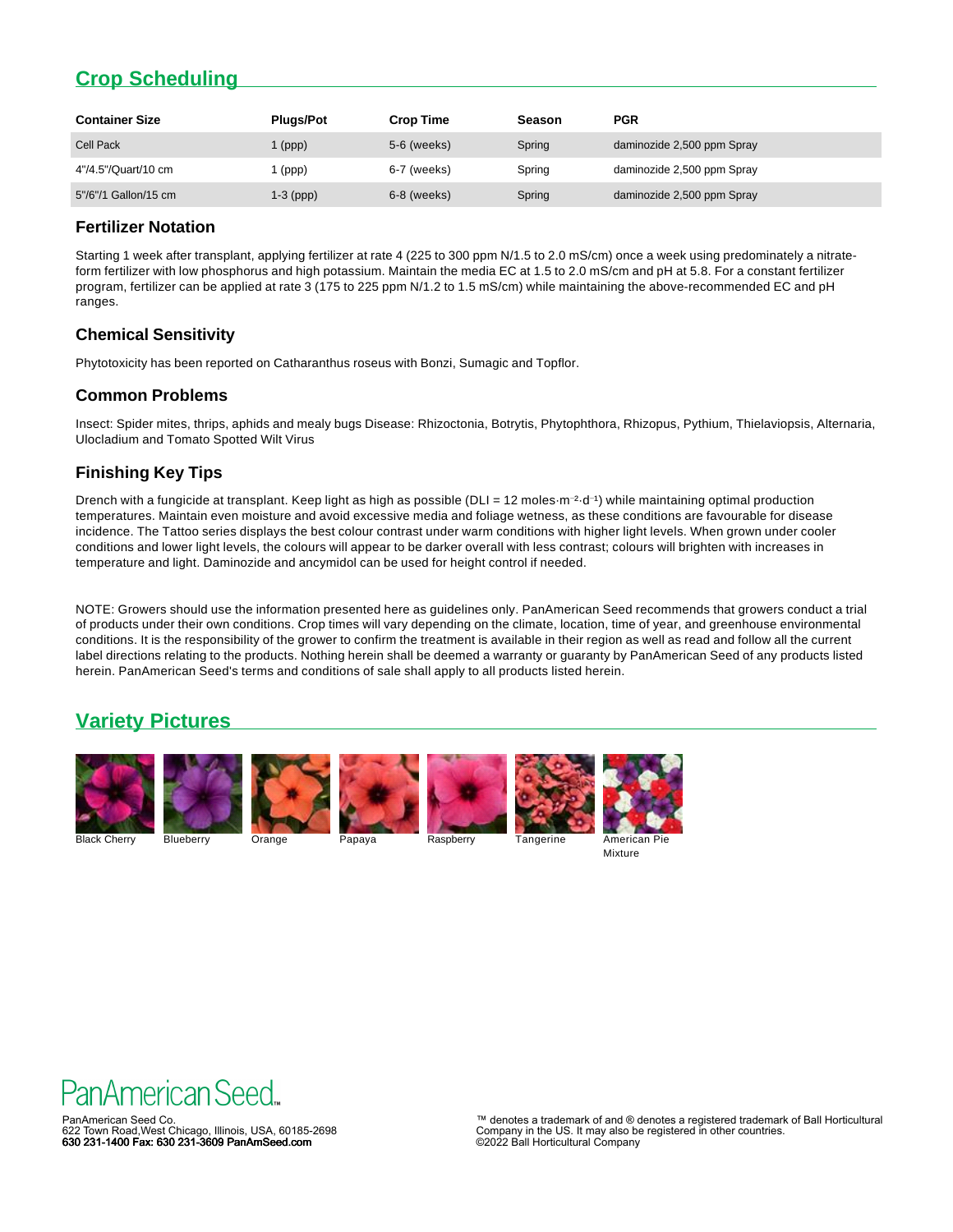## Crop Scheduling

| Container Size | Plugs/Pot | Crop Time | Season | PGR |
|---|---|---|---|---|
| Cell Pack | 1 (ppp) | 5-6 (weeks) | Spring | daminozide 2,500 ppm Spray |
| 4"/4.5"/Quart/10 cm | 1 (ppp) | 6-7 (weeks) | Spring | daminozide 2,500 ppm Spray |
| 5"/6"/1 Gallon/15 cm | 1-3 (ppp) | 6-8 (weeks) | Spring | daminozide 2,500 ppm Spray |

### Fertilizer Notation

Starting 1 week after transplant, applying fertilizer at rate 4 (225 to 300 ppm N/1.5 to 2.0 mS/cm) once a week using predominately a nitrate-form fertilizer with low phosphorus and high potassium. Maintain the media EC at 1.5 to 2.0 mS/cm and pH at 5.8. For a constant fertilizer program, fertilizer can be applied at rate 3 (175 to 225 ppm N/1.2 to 1.5 mS/cm) while maintaining the above-recommended EC and pH ranges.

### Chemical Sensitivity

Phytotoxicity has been reported on Catharanthus roseus with Bonzi, Sumagic and Topflor.

### Common Problems

Insect: Spider mites, thrips, aphids and mealy bugs Disease: Rhizoctonia, Botrytis, Phytophthora, Rhizopus, Pythium, Thielaviopsis, Alternaria, Ulocladium and Tomato Spotted Wilt Virus

### Finishing Key Tips

Drench with a fungicide at transplant. Keep light as high as possible (DLI = 12 moles·$m^{-2}$·$d^{-1}$) while maintaining optimal production temperatures. Maintain even moisture and avoid excessive media and foliage wetness, as these conditions are favourable for disease incidence. The Tattoo series displays the best colour contrast under warm conditions with higher light levels. When grown under cooler conditions and lower light levels, the colours will appear to be darker overall with less contrast; colours will brighten with increases in temperature and light. Daminozide and ancymidol can be used for height control if needed.

NOTE: Growers should use the information presented here as guidelines only. PanAmerican Seed recommends that growers conduct a trial of products under their own conditions. Crop times will vary depending on the climate, location, time of year, and greenhouse environmental conditions. It is the responsibility of the grower to confirm the treatment is available in their region as well as read and follow all the current label directions relating to the products. Nothing herein shall be deemed a warranty or guaranty by PanAmerican Seed of any products listed herein. PanAmerican Seed's terms and conditions of sale shall apply to all products listed herein.

## Variety Pictures

Black Cherry

Blueberry

Orange

Papaya

Raspberry

Tangerine

American Pie Mixture

PanAmerican Seed™

PanAmerican Seed Co.
622 Town Road,West Chicago, Illinois, USA, 60185-2698
**630 231-1400 Fax: 630 231-3609 PanAmSeed.com**

™ denotes a trademark of and ® denotes a registered trademark of Ball Horticultural Company in the US. It may also be registered in other countries.
©2022 Ball Horticultural Company